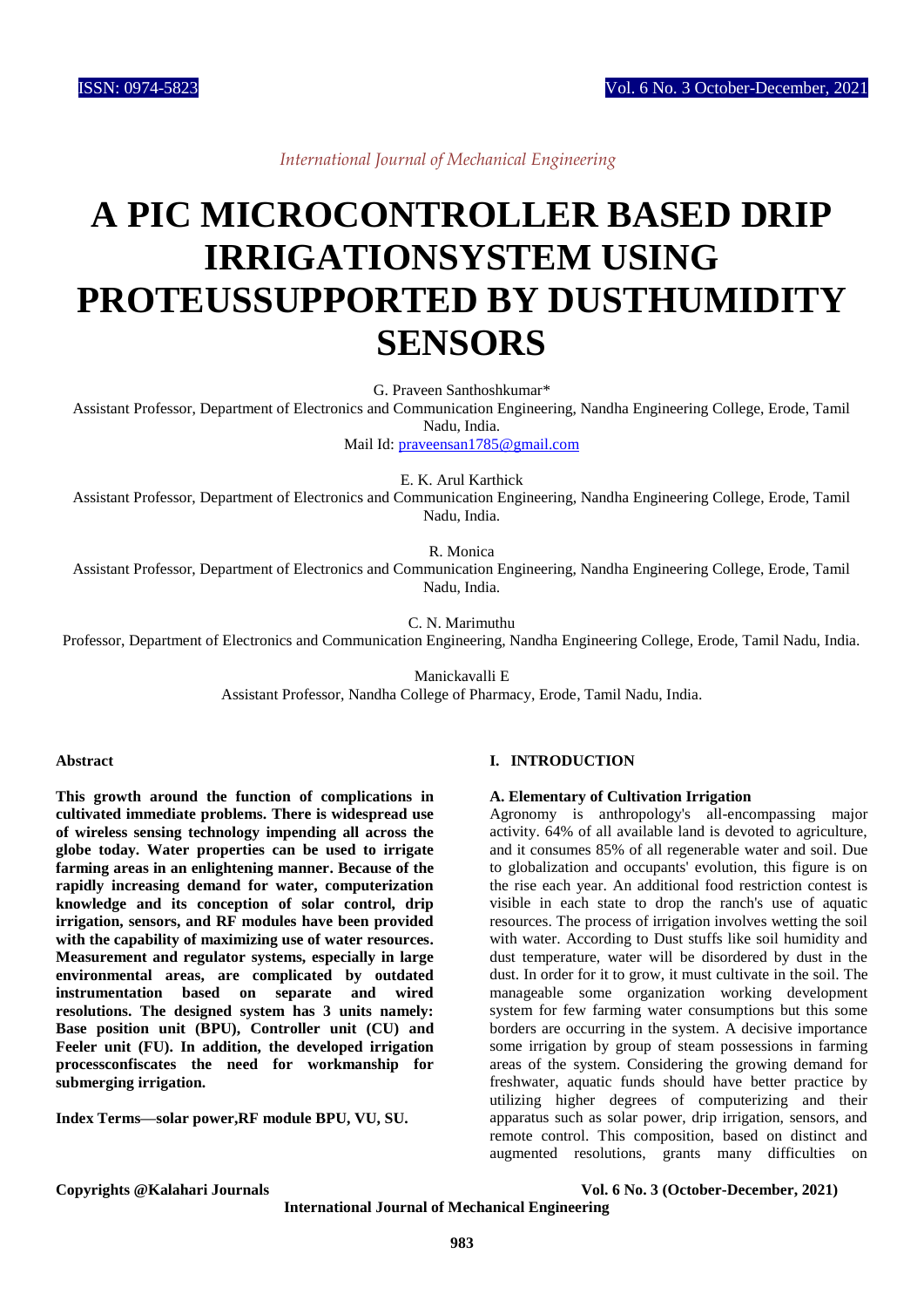# A PIC MICROCONTROLLER BASED DRIP IRRIGATIONSYSTEM USING PROTEUSSUPPORTED BY DUSTHUMIDITY SENSORS

G. Praveen Santhoshkumar*

Assistant Professor, Department of Electronics and Communication Engineering, Nandha Engineering College, Erode, Tamil Nadu, India.

Mail Id: praveensan1785@gmail.com

E. K. Arul Karthick

Assistant Professor, Department of Electronics and Communication Engineering, Nandha Engineering College, Erode, Tamil Nadu, India.

R. Monica

Assistant Professor, Department of Electronics and Communication Engineering, Nandha Engineering College, Erode, Tamil Nadu, India.

C. N. Marimuthu

Professor, Department of Electronics and Communication Engineering, Nandha Engineering College, Erode, Tamil Nadu, India.

Manickavalli E

Assistant Professor, Nandha College of Pharmacy, Erode, Tamil Nadu, India.

### Abstract

**This growth around the function of complications in cultivated immediate problems. There is widespread use of wireless sensing technology impending all across the globe today. Water properties can be used to irrigate farming areas in an enlightening manner. Because of the rapidly increasing demand for water, computerization knowledge and its conception of solar control, drip irrigation, sensors, and RF modules have been provided with the capability of maximizing use of water resources. Measurement and regulator systems, especially in large environmental areas, are complicated by outdated instrumentation based on separate and wired resolutions. The designed system has 3 units namely: Base position unit (BPU), Controller unit (CU) and Feeler unit (FU). In addition, the developed irrigation processconfiscates the need for workmanship for submerging irrigation.**

**Index Terms—solar power,RF module BPU, VU, SU.**

## I. INTRODUCTION

### A. Elementary of Cultivation Irrigation

Agronomy is anthropology's all-encompassing major activity. 64% of all available land is devoted to agriculture, and it consumes 85% of all regenerable water and soil. Due to globalization and occupants' evolution, this figure is on the rise each year. An additional food restriction contest is visible in each state to drop the ranch's use of aquatic resources. The process of irrigation involves wetting the soil with water. According to Dust stuffs like soil humidity and dust temperature, water will be disordered by dust in the dust. In order for it to grow, it must cultivate in the soil. The manageable some organization working development system for few farming water consumptions but this some borders are occurring in the system. A decisive importance some irrigation by group of steam possessions in farming areas of the system. Considering the growing demand for freshwater, aquatic funds should have better practice by utilizing higher degrees of computerizing and their apparatus such as solar power, drip irrigation, sensors, and remote control. This composition, based on distinct and augmented resolutions, grants many difficulties on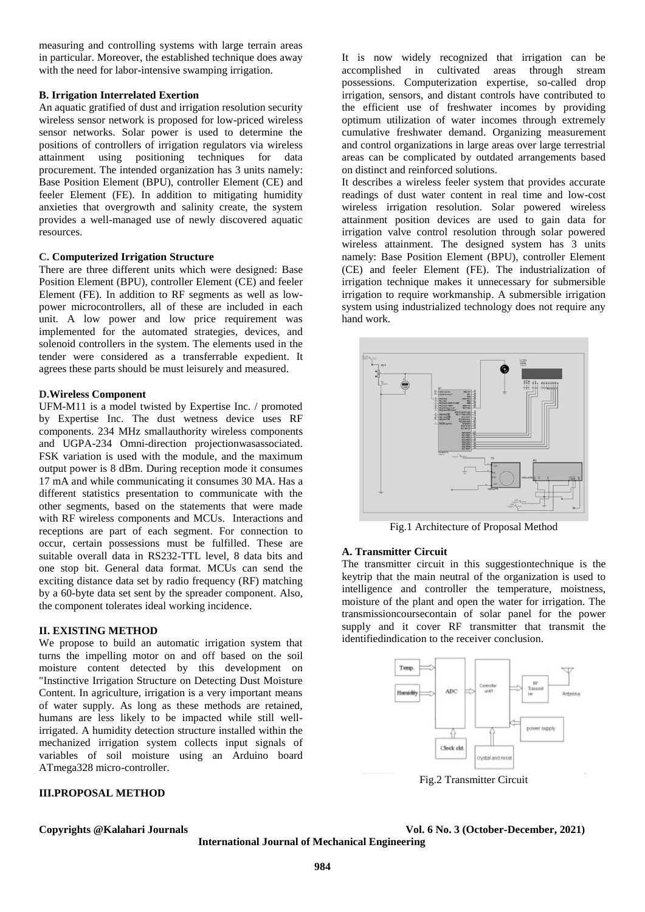measuring and controlling systems with large terrain areas in particular. Moreover, the established technique does away with the need for labor-intensive swamping irrigation.

### B. Irrigation Interrelated Exertion

An aquatic gratified of dust and irrigation resolution security wireless sensor network is proposed for low-priced wireless sensor networks. Solar power is used to determine the positions of controllers of irrigation regulators via wireless attainment using positioning techniques for data procurement. The intended organization has 3 units namely: Base Position Element (BPU), controller Element (CE) and feeler Element (FE). In addition to mitigating humidity anxieties that overgrowth and salinity create, the system provides a well-managed use of newly discovered aquatic resources.

### C. Computerized Irrigation Structure

There are three different units which were designed: Base Position Element (BPU), controller Element (CE) and feeler Element (FE). In addition to RF segments as well as low-power microcontrollers, all of these are included in each unit. A low power and low price requirement was implemented for the automated strategies, devices, and solenoid controllers in the system. The elements used in the tender were considered as a transferrable expedient. It agrees these parts should be must leisurely and measured.

### D.Wireless Component

UFM-M11 is a model twisted by Expertise Inc. / promoted by Expertise Inc. The dust wetness device uses RF components. 234 MHz smallauthority wireless components and UGPA-234 Omni-direction projectionwasassociated. FSK variation is used with the module, and the maximum output power is 8 dBm. During reception mode it consumes 17 mA and while communicating it consumes 30 MA. Has a different statistics presentation to communicate with the other segments, based on the statements that were made with RF wireless components and MCUs. Interactions and receptions are part of each segment. For connection to occur, certain possessions must be fulfilled. These are suitable overall data in RS232-TTL level, 8 data bits and one stop bit. General data format. MCUs can send the exciting distance data set by radio frequency (RF) matching by a 60-byte data set sent by the spreader component. Also, the component tolerates ideal working incidence.

## II. EXISTING METHOD

We propose to build an automatic irrigation system that turns the impelling motor on and off based on the soil moisture content detected by this development on "Instinctive Irrigation Structure on Detecting Dust Moisture Content. In agriculture, irrigation is a very important means of water supply. As long as these methods are retained, humans are less likely to be impacted while still well-irrigated. A humidity detection structure installed within the mechanized irrigation system collects input signals of variables of soil moisture using an Arduino board ATmega328 micro-controller.

## III.PROPOSAL METHOD

It is now widely recognized that irrigation can be accomplished in cultivated areas through stream possessions. Computerization expertise, so-called drop irrigation, sensors, and distant controls have contributed to the efficient use of freshwater incomes by providing optimum utilization of water incomes through extremely cumulative freshwater demand. Organizing measurement and control organizations in large areas over large terrestrial areas can be complicated by outdated arrangements based on distinct and reinforced solutions.

It describes a wireless feeler system that provides accurate readings of dust water content in real time and low-cost wireless irrigation resolution. Solar powered wireless attainment position devices are used to gain data for irrigation valve control resolution through solar powered wireless attainment. The designed system has 3 units namely: Base Position Element (BPU), controller Element (CE) and feeler Element (FE). The industrialization of irrigation technique makes it unnecessary for submersible irrigation to require workmanship. A submersible irrigation system using industrialized technology does not require any hand work.

Fig.1 Architecture of Proposal Method

### A. Transmitter Circuit

The transmitter circuit in this suggestiontechnique is the keytrip that the main neutral of the organization is used to intelligence and controller the temperature, moistness, moisture of the plant and open the water for irrigation. The transmissioncoursecontain of solar panel for the power supply and it cover RF transmitter that transmit the identifiedindication to the receiver conclusion.

Fig.2 Transmitter Circuit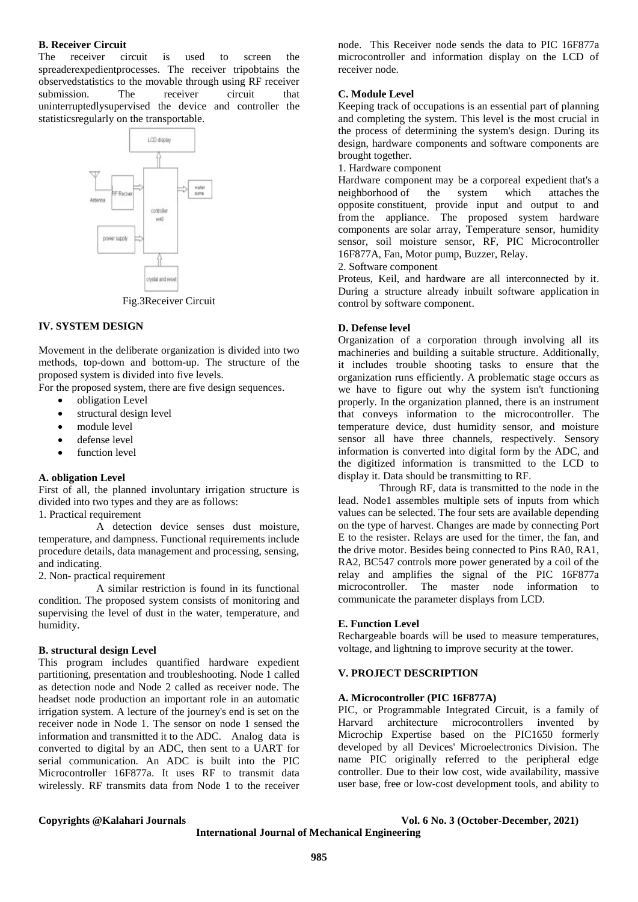### B. Receiver Circuit

The receiver circuit is used to screen the spreaderexpedientprocesses. The receiver tripobtains the observedstatistics to the movable through using RF receiver submission. The receiver circuit that uninterruptedlysupervised the device and controller the statisticsregularly on the transportable.

Fig.3Receiver Circuit

## IV. SYSTEM DESIGN

Movement in the deliberate organization is divided into two methods, top-down and bottom-up. The structure of the proposed system is divided into five levels.

For the proposed system, there are five design sequences.

- obligation Level
- structural design level
- module level
- defense level
- function level

### A. obligation Level

First of all, the planned involuntary irrigation structure is divided into two types and they are as follows:

1. Practical requirement

A detection device senses dust moisture, temperature, and dampness. Functional requirements include procedure details, data management and processing, sensing, and indicating.

2. Non- practical requirement

A similar restriction is found in its functional condition. The proposed system consists of monitoring and supervising the level of dust in the water, temperature, and humidity.

### B. structural design Level

This program includes quantified hardware expedient partitioning, presentation and troubleshooting. Node 1 called as detection node and Node 2 called as receiver node. The headset node production an important role in an automatic irrigation system. A lecture of the journey's end is set on the receiver node in Node 1. The sensor on node 1 sensed the information and transmitted it to the ADC. Analog data is converted to digital by an ADC, then sent to a UART for serial communication. An ADC is built into the PIC Microcontroller 16F877a. It uses RF to transmit data wirelessly. RF transmits data from Node 1 to the receiver node. This Receiver node sends the data to PIC 16F877a microcontroller and information display on the LCD of receiver node.

### C. Module Level

Keeping track of occupations is an essential part of planning and completing the system. This level is the most crucial in the process of determining the system's design. During its design, hardware components and software components are brought together.

1. Hardware component

Hardware component may be a corporeal expedient that's a neighborhood of the system which attaches the opposite constituent, provide input and output to and from the appliance. The proposed system hardware components are solar array, Temperature sensor, humidity sensor, soil moisture sensor, RF, PIC Microcontroller 16F877A, Fan, Motor pump, Buzzer, Relay.

2. Software component

Proteus, Keil, and hardware are all interconnected by it. During a structure already inbuilt software application in control by software component.

### D. Defense level

Organization of a corporation through involving all its machineries and building a suitable structure. Additionally, it includes trouble shooting tasks to ensure that the organization runs efficiently. A problematic stage occurs as we have to figure out why the system isn't functioning properly. In the organization planned, there is an instrument that conveys information to the microcontroller. The temperature device, dust humidity sensor, and moisture sensor all have three channels, respectively. Sensory information is converted into digital form by the ADC, and the digitized information is transmitted to the LCD to display it. Data should be transmitting to RF.

Through RF, data is transmitted to the node in the lead. Node1 assembles multiple sets of inputs from which values can be selected. The four sets are available depending on the type of harvest. Changes are made by connecting Port E to the resister. Relays are used for the timer, the fan, and the drive motor. Besides being connected to Pins RA0, RA1, RA2, BC547 controls more power generated by a coil of the relay and amplifies the signal of the PIC 16F877a microcontroller. The master node information to communicate the parameter displays from LCD.

### E. Function Level

Rechargeable boards will be used to measure temperatures, voltage, and lightning to improve security at the tower.

## V. PROJECT DESCRIPTION

### A. Microcontroller (PIC 16F877A)

PIC, or Programmable Integrated Circuit, is a family of Harvard architecture microcontrollers invented by Microchip Expertise based on the PIC1650 formerly developed by all Devices' Microelectronics Division. The name PIC originally referred to the peripheral edge controller. Due to their low cost, wide availability, massive user base, free or low-cost development tools, and ability to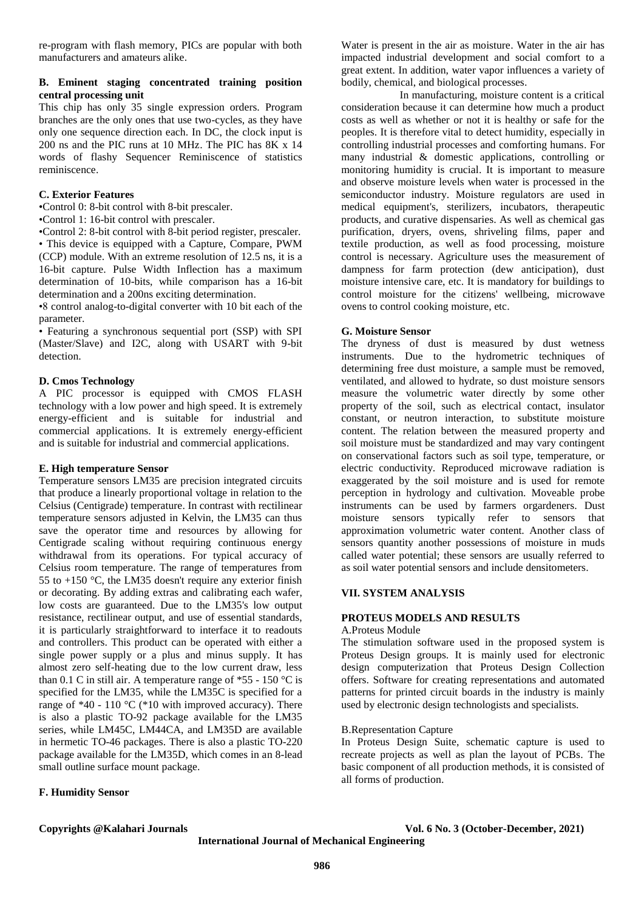re-program with flash memory, PICs are popular with both manufacturers and amateurs alike.

### B. Eminent staging concentrated training position central processing unit

This chip has only 35 single expression orders. Program branches are the only ones that use two-cycles, as they have only one sequence direction each. In DC, the clock input is 200 ns and the PIC runs at 10 MHz. The PIC has 8K x 14 words of flashy Sequencer Reminiscence of statistics reminiscence.

### C. Exterior Features

- Control 0: 8-bit control with 8-bit prescaler.
- Control 1: 16-bit control with prescaler.
- Control 2: 8-bit control with 8-bit period register, prescaler.
- This device is equipped with a Capture, Compare, PWM (CCP) module. With an extreme resolution of 12.5 ns, it is a 16-bit capture. Pulse Width Inflection has a maximum determination of 10-bits, while comparison has a 16-bit determination and a 200ns exciting determination.
- 8 control analog-to-digital converter with 10 bit each of the parameter.
- Featuring a synchronous sequential port (SSP) with SPI (Master/Slave) and I2C, along with USART with 9-bit detection.

### D. Cmos Technology

A PIC processor is equipped with CMOS FLASH technology with a low power and high speed. It is extremely energy-efficient and is suitable for industrial and commercial applications. It is extremely energy-efficient and is suitable for industrial and commercial applications.

### E. High temperature Sensor

Temperature sensors LM35 are precision integrated circuits that produce a linearly proportional voltage in relation to the Celsius (Centigrade) temperature. In contrast with rectilinear temperature sensors adjusted in Kelvin, the LM35 can thus save the operator time and resources by allowing for Centigrade scaling without requiring continuous energy withdrawal from its operations. For typical accuracy of Celsius room temperature. The range of temperatures from 55 to +150 °C, the LM35 doesn't require any exterior finish or decorating. By adding extras and calibrating each wafer, low costs are guaranteed. Due to the LM35's low output resistance, rectilinear output, and use of essential standards, it is particularly straightforward to interface it to readouts and controllers. This product can be operated with either a single power supply or a plus and minus supply. It has almost zero self-heating due to the low current draw, less than 0.1 C in still air. A temperature range of *55 - 150 °C is specified for the LM35, while the LM35C is specified for a range of *40 - 110 °C (*10 with improved accuracy). There is also a plastic TO-92 package available for the LM35 series, while LM45C, LM44CA, and LM35D are available in hermetic TO-46 packages. There is also a plastic TO-220 package available for the LM35D, which comes in an 8-lead small outline surface mount package.

### F. Humidity Sensor

Water is present in the air as moisture. Water in the air has impacted industrial development and social comfort to a great extent. In addition, water vapor influences a variety of bodily, chemical, and biological processes.

In manufacturing, moisture content is a critical consideration because it can determine how much a product costs as well as whether or not it is healthy or safe for the peoples. It is therefore vital to detect humidity, especially in controlling industrial processes and comforting humans. For many industrial & domestic applications, controlling or monitoring humidity is crucial. It is important to measure and observe moisture levels when water is processed in the semiconductor industry. Moisture regulators are used in medical equipment's, sterilizers, incubators, therapeutic products, and curative dispensaries. As well as chemical gas purification, dryers, ovens, shriveling films, paper and textile production, as well as food processing, moisture control is necessary. Agriculture uses the measurement of dampness for farm protection (dew anticipation), dust moisture intensive care, etc. It is mandatory for buildings to control moisture for the citizens' wellbeing, microwave ovens to control cooking moisture, etc.

### G. Moisture Sensor

The dryness of dust is measured by dust wetness instruments. Due to the hydrometric techniques of determining free dust moisture, a sample must be removed, ventilated, and allowed to hydrate, so dust moisture sensors measure the volumetric water directly by some other property of the soil, such as electrical contact, insulator constant, or neutron interaction, to substitute moisture content. The relation between the measured property and soil moisture must be standardized and may vary contingent on conservational factors such as soil type, temperature, or electric conductivity. Reproduced microwave radiation is exaggerated by the soil moisture and is used for remote perception in hydrology and cultivation. Moveable probe instruments can be used by farmers orgardeners. Dust moisture sensors typically refer to sensors that approximation volumetric water content. Another class of sensors quantity another possessions of moisture in muds called water potential; these sensors are usually referred to as soil water potential sensors and include densitometers.

## VII. SYSTEM ANALYSIS

### PROTEUS MODELS AND RESULTS

A.Proteus Module

The stimulation software used in the proposed system is Proteus Design groups. It is mainly used for electronic design computerization that Proteus Design Collection offers. Software for creating representations and automated patterns for printed circuit boards in the industry is mainly used by electronic design technologists and specialists.

B.Representation Capture

In Proteus Design Suite, schematic capture is used to recreate projects as well as plan the layout of PCBs. The basic component of all production methods, it is consisted of all forms of production.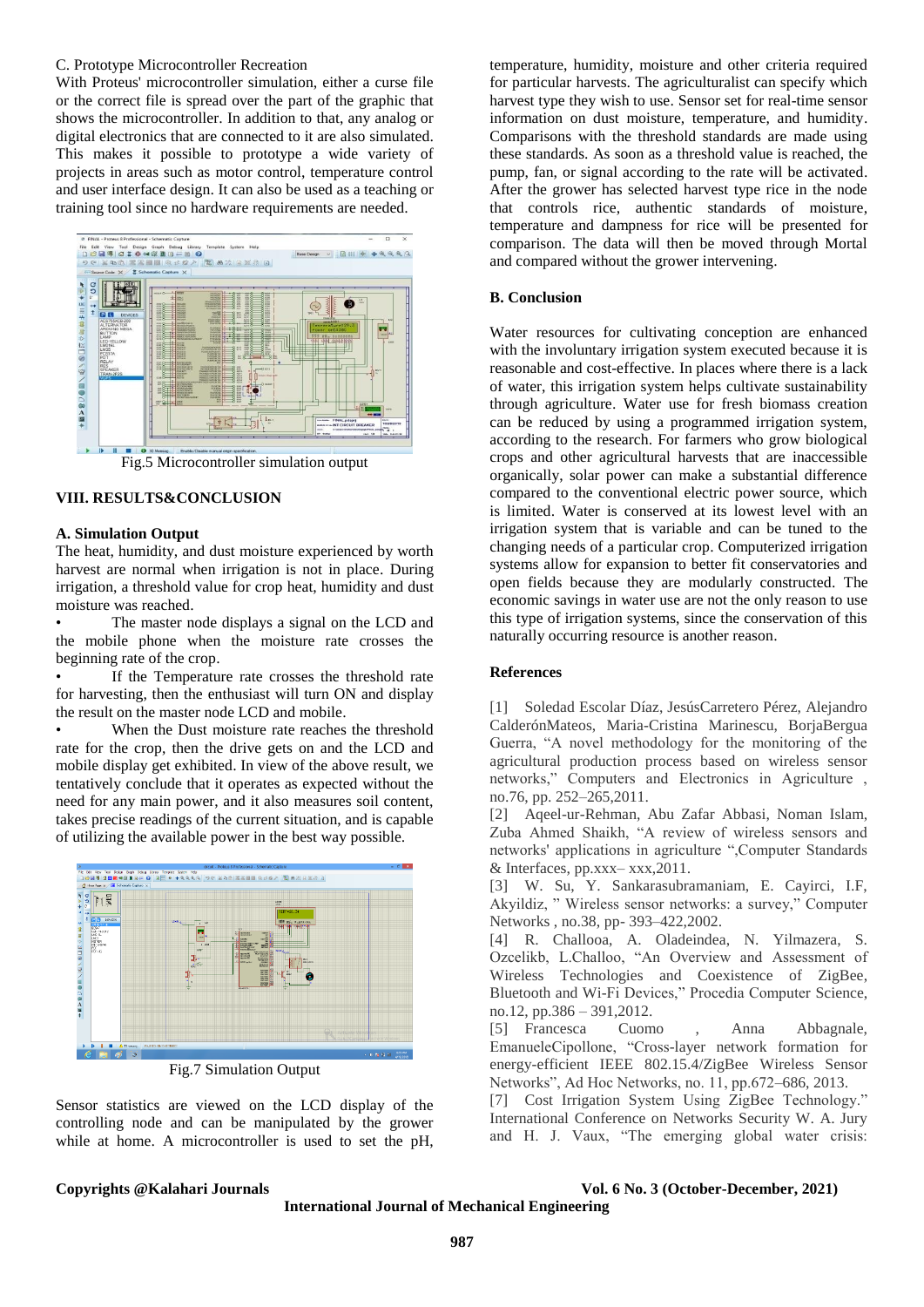C. Prototype Microcontroller Recreation

With Proteus' microcontroller simulation, either a curse file or the correct file is spread over the part of the graphic that shows the microcontroller. In addition to that, any analog or digital electronics that are connected to it are also simulated. This makes it possible to prototype a wide variety of projects in areas such as motor control, temperature control and user interface design. It can also be used as a teaching or training tool since no hardware requirements are needed.

Fig.5 Microcontroller simulation output

## VIII. RESULTS&CONCLUSION

### A. Simulation Output

The heat, humidity, and dust moisture experienced by worth harvest are normal when irrigation is not in place. During irrigation, a threshold value for crop heat, humidity and dust moisture was reached.

- The master node displays a signal on the LCD and the mobile phone when the moisture rate crosses the beginning rate of the crop.
- If the Temperature rate crosses the threshold rate for harvesting, then the enthusiast will turn ON and display the result on the master node LCD and mobile.
- When the Dust moisture rate reaches the threshold rate for the crop, then the drive gets on and the LCD and mobile display get exhibited. In view of the above result, we tentatively conclude that it operates as expected without the need for any main power, and it also measures soil content, takes precise readings of the current situation, and is capable of utilizing the available power in the best way possible.

Fig.7 Simulation Output

Sensor statistics are viewed on the LCD display of the controlling node and can be manipulated by the grower while at home. A microcontroller is used to set the pH, temperature, humidity, moisture and other criteria required for particular harvests. The agriculturalist can specify which harvest type they wish to use. Sensor set for real-time sensor information on dust moisture, temperature, and humidity. Comparisons with the threshold standards are made using these standards. As soon as a threshold value is reached, the pump, fan, or signal according to the rate will be activated. After the grower has selected harvest type rice in the node that controls rice, authentic standards of moisture, temperature and dampness for rice will be presented for comparison. The data will then be moved through Mortal and compared without the grower intervening.

### B. Conclusion

Water resources for cultivating conception are enhanced with the involuntary irrigation system executed because it is reasonable and cost-effective. In places where there is a lack of water, this irrigation system helps cultivate sustainability through agriculture. Water use for fresh biomass creation can be reduced by using a programmed irrigation system, according to the research. For farmers who grow biological crops and other agricultural harvests that are inaccessible organically, solar power can make a substantial difference compared to the conventional electric power source, which is limited. Water is conserved at its lowest level with an irrigation system that is variable and can be tuned to the changing needs of a particular crop. Computerized irrigation systems allow for expansion to better fit conservatories and open fields because they are modularly constructed. The economic savings in water use are not the only reason to use this type of irrigation systems, since the conservation of this naturally occurring resource is another reason.

### References

[1] Soledad Escolar Díaz, JesúsCarretero Pérez, Alejandro CalderónMateos, Maria-Cristina Marinescu, BorjaBergua Guerra, "A novel methodology for the monitoring of the agricultural production process based on wireless sensor networks," Computers and Electronics in Agriculture , no.76, pp. 252–265,2011.

[2] Aqeel-ur-Rehman, Abu Zafar Abbasi, Noman Islam, Zuba Ahmed Shaikh, "A review of wireless sensors and networks' applications in agriculture ",Computer Standards & Interfaces, pp.xxx– xxx,2011.

[3] W. Su, Y. Sankarasubramaniam, E. Cayirci, I.F, Akyildiz, " Wireless sensor networks: a survey," Computer Networks , no.38, pp- 393–422,2002.

[4] R. Challooa, A. Oladeindea, N. Yilmazera, S. Ozcelikb, L.Challoo, "An Overview and Assessment of Wireless Technologies and Coexistence of ZigBee, Bluetooth and Wi-Fi Devices," Procedia Computer Science, no.12, pp.386 – 391,2012.

[5] Francesca Cuomo , Anna Abbagnale, EmanueleCipollone, "Cross-layer network formation for energy-efficient IEEE 802.15.4/ZigBee Wireless Sensor Networks", Ad Hoc Networks, no. 11, pp.672–686, 2013.

[7] Cost Irrigation System Using ZigBee Technology." International Conference on Networks Security W. A. Jury and H. J. Vaux, "The emerging global water crisis: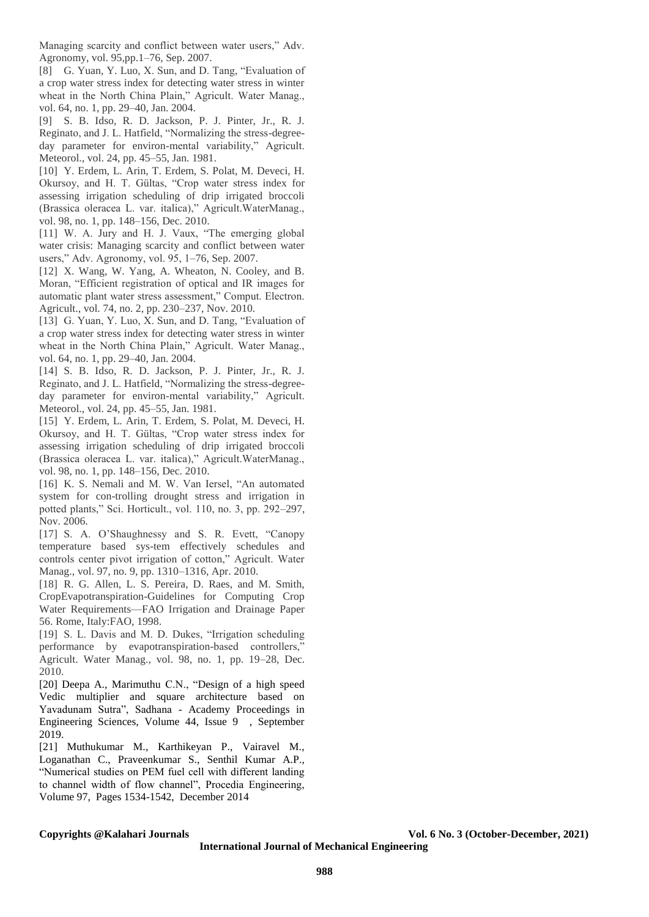Managing scarcity and conflict between water users," Adv. Agronomy, vol. 95,pp.1–76, Sep. 2007.

[8] G. Yuan, Y. Luo, X. Sun, and D. Tang, "Evaluation of a crop water stress index for detecting water stress in winter wheat in the North China Plain," Agricult. Water Manag., vol. 64, no. 1, pp. 29–40, Jan. 2004.

[9] S. B. Idso, R. D. Jackson, P. J. Pinter, Jr., R. J. Reginato, and J. L. Hatfield, "Normalizing the stress-degree-day parameter for environ-mental variability," Agricult. Meteorol., vol. 24, pp. 45–55, Jan. 1981.

[10] Y. Erdem, L. Arin, T. Erdem, S. Polat, M. Deveci, H. Okursoy, and H. T. Gültas, "Crop water stress index for assessing irrigation scheduling of drip irrigated broccoli (Brassica oleracea L. var. italica)," Agricult.WaterManag., vol. 98, no. 1, pp. 148–156, Dec. 2010.

[11] W. A. Jury and H. J. Vaux, "The emerging global water crisis: Managing scarcity and conflict between water users," Adv. Agronomy, vol. 95, 1–76, Sep. 2007.

[12] X. Wang, W. Yang, A. Wheaton, N. Cooley, and B. Moran, "Efficient registration of optical and IR images for automatic plant water stress assessment," Comput. Electron. Agricult., vol. 74, no. 2, pp. 230–237, Nov. 2010.

[13] G. Yuan, Y. Luo, X. Sun, and D. Tang, "Evaluation of a crop water stress index for detecting water stress in winter wheat in the North China Plain," Agricult. Water Manag., vol. 64, no. 1, pp. 29–40, Jan. 2004.

[14] S. B. Idso, R. D. Jackson, P. J. Pinter, Jr., R. J. Reginato, and J. L. Hatfield, "Normalizing the stress-degree-day parameter for environ-mental variability," Agricult. Meteorol., vol. 24, pp. 45–55, Jan. 1981.

[15] Y. Erdem, L. Arin, T. Erdem, S. Polat, M. Deveci, H. Okursoy, and H. T. Gültas, "Crop water stress index for assessing irrigation scheduling of drip irrigated broccoli (Brassica oleracea L. var. italica)," Agricult.WaterManag., vol. 98, no. 1, pp. 148–156, Dec. 2010.

[16] K. S. Nemali and M. W. Van Iersel, "An automated system for con-trolling drought stress and irrigation in potted plants," Sci. Horticult., vol. 110, no. 3, pp. 292–297, Nov. 2006.

[17] S. A. O'Shaughnessy and S. R. Evett, "Canopy temperature based sys-tem effectively schedules and controls center pivot irrigation of cotton," Agricult. Water Manag., vol. 97, no. 9, pp. 1310–1316, Apr. 2010.

[18] R. G. Allen, L. S. Pereira, D. Raes, and M. Smith, CropEvapotranspiration-Guidelines for Computing Crop Water Requirements—FAO Irrigation and Drainage Paper 56. Rome, Italy:FAO, 1998.

[19] S. L. Davis and M. D. Dukes, "Irrigation scheduling performance by evapotranspiration-based controllers," Agricult. Water Manag., vol. 98, no. 1, pp. 19–28, Dec. 2010.

[20] Deepa A., Marimuthu C.N., "Design of a high speed Vedic multiplier and square architecture based on Yavadunam Sutra", Sadhana - Academy Proceedings in Engineering Sciences, Volume 44, Issue 9 , September 2019.

[21] Muthukumar M., Karthikeyan P., Vairavel M., Loganathan C., Praveenkumar S., Senthil Kumar A.P., "Numerical studies on PEM fuel cell with different landing to channel width of flow channel", Procedia Engineering, Volume 97, Pages 1534-1542, December 2014